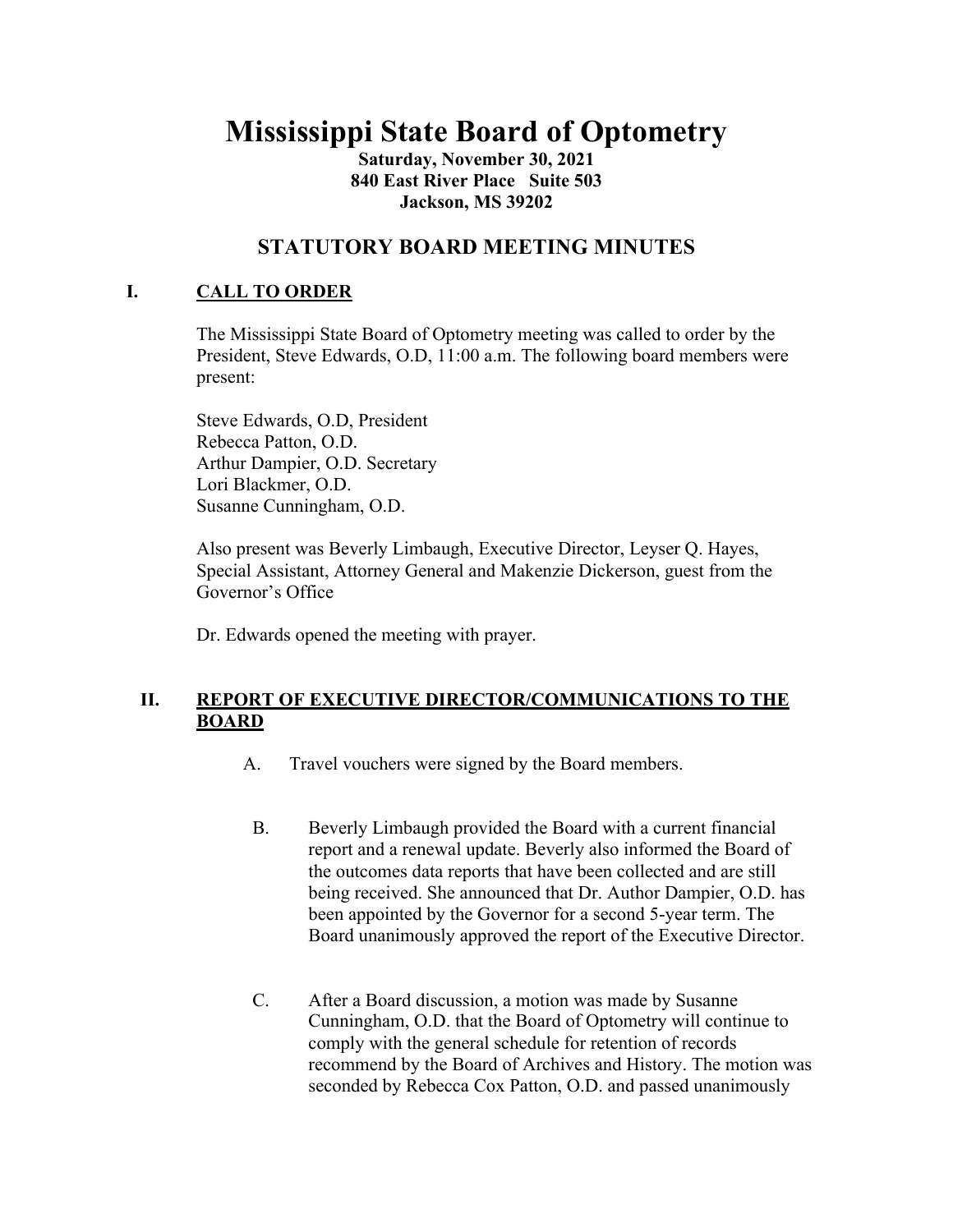# Mississippi State Board of Optometry

**Saturday, November 30, 2021**
**840 East River Place Suite 503**
**Jackson, MS 39202**

## STATUTORY BOARD MEETING MINUTES

### I. CALL TO ORDER

The Mississippi State Board of Optometry meeting was called to order by the President, Steve Edwards, O.D, 11:00 a.m. The following board members were present:

Steve Edwards, O.D, President
Rebecca Patton, O.D.
Arthur Dampier, O.D. Secretary
Lori Blackmer, O.D.
Susanne Cunningham, O.D.

Also present was Beverly Limbaugh, Executive Director, Leyser Q. Hayes, Special Assistant, Attorney General and Makenzie Dickerson, guest from the Governor's Office

Dr. Edwards opened the meeting with prayer.

### II. REPORT OF EXECUTIVE DIRECTOR/COMMUNICATIONS TO THE BOARD

A. Travel vouchers were signed by the Board members.

B. Beverly Limbaugh provided the Board with a current financial report and a renewal update. Beverly also informed the Board of the outcomes data reports that have been collected and are still being received. She announced that Dr. Author Dampier, O.D. has been appointed by the Governor for a second 5-year term. The Board unanimously approved the report of the Executive Director.

C. After a Board discussion, a motion was made by Susanne Cunningham, O.D. that the Board of Optometry will continue to comply with the general schedule for retention of records recommend by the Board of Archives and History. The motion was seconded by Rebecca Cox Patton, O.D. and passed unanimously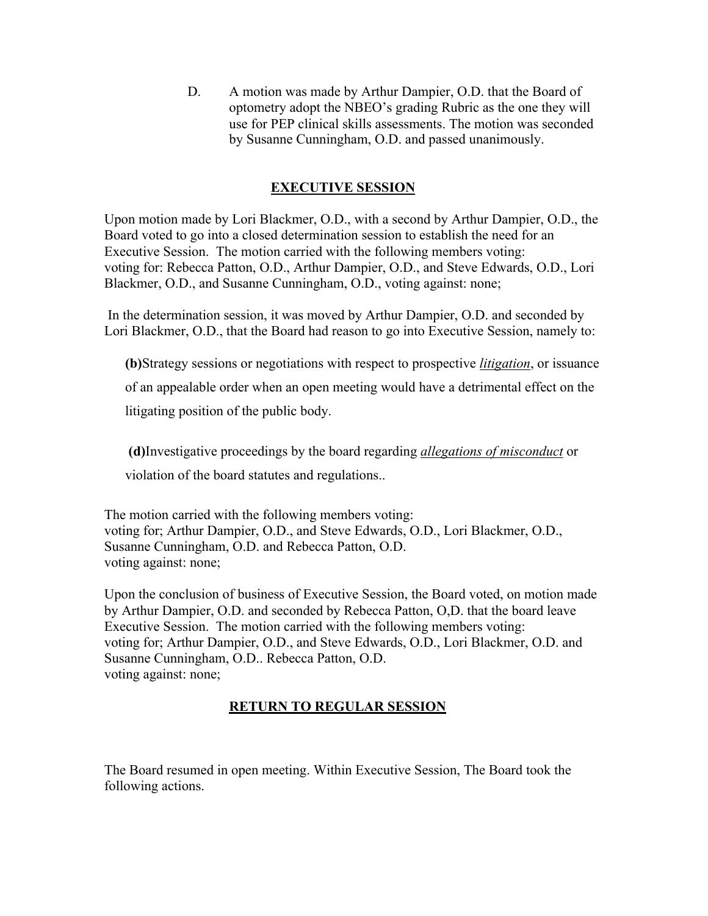D. A motion was made by Arthur Dampier, O.D. that the Board of optometry adopt the NBEO's grading Rubric as the one they will use for PEP clinical skills assessments. The motion was seconded by Susanne Cunningham, O.D. and passed unanimously.

## EXECUTIVE SESSION

Upon motion made by Lori Blackmer, O.D., with a second by Arthur Dampier, O.D., the Board voted to go into a closed determination session to establish the need for an Executive Session. The motion carried with the following members voting:
voting for: Rebecca Patton, O.D., Arthur Dampier, O.D., and Steve Edwards, O.D., Lori Blackmer, O.D., and Susanne Cunningham, O.D., voting against: none;

In the determination session, it was moved by Arthur Dampier, O.D. and seconded by Lori Blackmer, O.D., that the Board had reason to go into Executive Session, namely to:

**(b)**Strategy sessions or negotiations with respect to prospective ***litigation***, or issuance of an appealable order when an open meeting would have a detrimental effect on the litigating position of the public body.

**(d)**Investigative proceedings by the board regarding ***allegations of misconduct*** or violation of the board statutes and regulations..

The motion carried with the following members voting:
voting for; Arthur Dampier, O.D., and Steve Edwards, O.D., Lori Blackmer, O.D., Susanne Cunningham, O.D. and Rebecca Patton, O.D.
voting against: none;

Upon the conclusion of business of Executive Session, the Board voted, on motion made by Arthur Dampier, O.D. and seconded by Rebecca Patton, O,D. that the board leave Executive Session. The motion carried with the following members voting:
voting for; Arthur Dampier, O.D., and Steve Edwards, O.D., Lori Blackmer, O.D. and Susanne Cunningham, O.D.. Rebecca Patton, O.D.
voting against: none;

## RETURN TO REGULAR SESSION

The Board resumed in open meeting. Within Executive Session, The Board took the following actions.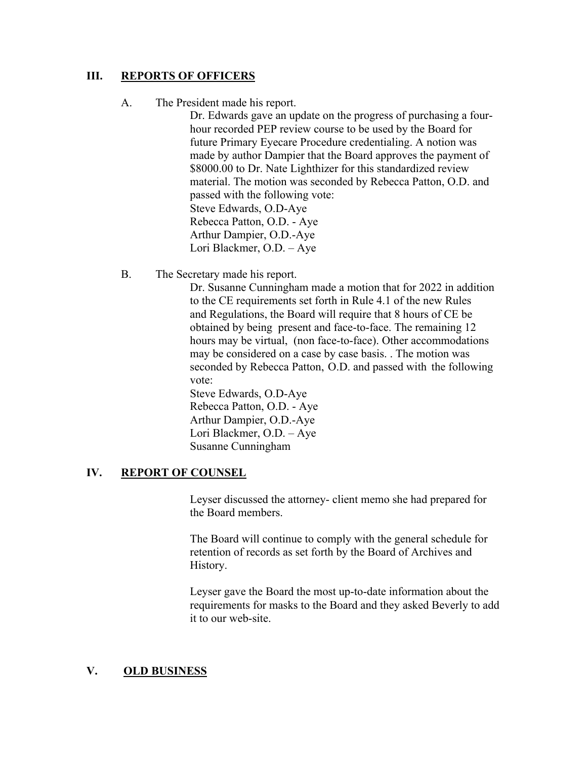## III. REPORTS OF OFFICERS

A. The President made his report.

Dr. Edwards gave an update on the progress of purchasing a four-hour recorded PEP review course to be used by the Board for future Primary Eyecare Procedure credentialing. A notion was made by author Dampier that the Board approves the payment of $8000.00 to Dr. Nate Lighthizer for this standardized review material. The motion was seconded by Rebecca Patton, O.D. and passed with the following vote:

Steve Edwards, O.D-Aye
Rebecca Patton, O.D. - Aye
Arthur Dampier, O.D.-Aye
Lori Blackmer, O.D. – Aye

B. The Secretary made his report.

Dr. Susanne Cunningham made a motion that for 2022 in addition to the CE requirements set forth in Rule 4.1 of the new Rules and Regulations, the Board will require that 8 hours of CE be obtained by being present and face-to-face. The remaining 12 hours may be virtual, (non face-to-face). Other accommodations may be considered on a case by case basis. . The motion was seconded by Rebecca Patton, O.D. and passed with the following vote:

Steve Edwards, O.D-Aye
Rebecca Patton, O.D. - Aye
Arthur Dampier, O.D.-Aye
Lori Blackmer, O.D. – Aye
Susanne Cunningham

## IV. REPORT OF COUNSEL

Leyser discussed the attorney- client memo she had prepared for the Board members.

The Board will continue to comply with the general schedule for retention of records as set forth by the Board of Archives and History.

Leyser gave the Board the most up-to-date information about the requirements for masks to the Board and they asked Beverly to add it to our web-site.

## V. OLD BUSINESS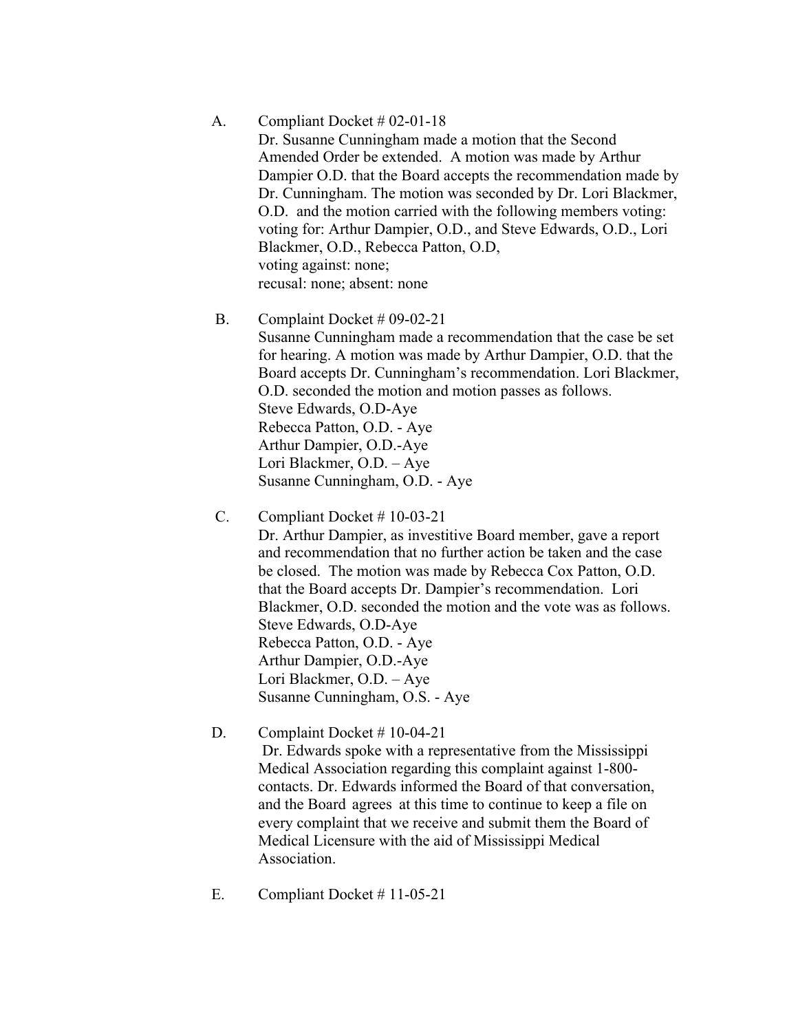A. Compliant Docket # 02-01-18

Dr. Susanne Cunningham made a motion that the Second Amended Order be extended. A motion was made by Arthur Dampier O.D. that the Board accepts the recommendation made by Dr. Cunningham. The motion was seconded by Dr. Lori Blackmer, O.D. and the motion carried with the following members voting: voting for: Arthur Dampier, O.D., and Steve Edwards, O.D., Lori Blackmer, O.D., Rebecca Patton, O.D,
voting against: none;
recusal: none; absent: none

B. Complaint Docket # 09-02-21

Susanne Cunningham made a recommendation that the case be set for hearing. A motion was made by Arthur Dampier, O.D. that the Board accepts Dr. Cunningham's recommendation. Lori Blackmer, O.D. seconded the motion and motion passes as follows.
Steve Edwards, O.D-Aye
Rebecca Patton, O.D. - Aye
Arthur Dampier, O.D.-Aye
Lori Blackmer, O.D. – Aye
Susanne Cunningham, O.D. - Aye

C. Compliant Docket # 10-03-21

Dr. Arthur Dampier, as investitive Board member, gave a report and recommendation that no further action be taken and the case be closed. The motion was made by Rebecca Cox Patton, O.D. that the Board accepts Dr. Dampier's recommendation. Lori Blackmer, O.D. seconded the motion and the vote was as follows.
Steve Edwards, O.D-Aye
Rebecca Patton, O.D. - Aye
Arthur Dampier, O.D.-Aye
Lori Blackmer, O.D. – Aye
Susanne Cunningham, O.S. - Aye

D. Complaint Docket # 10-04-21

Dr. Edwards spoke with a representative from the Mississippi Medical Association regarding this complaint against 1-800-contacts. Dr. Edwards informed the Board of that conversation, and the Board agrees at this time to continue to keep a file on every complaint that we receive and submit them the Board of Medical Licensure with the aid of Mississippi Medical Association.

E. Compliant Docket # 11-05-21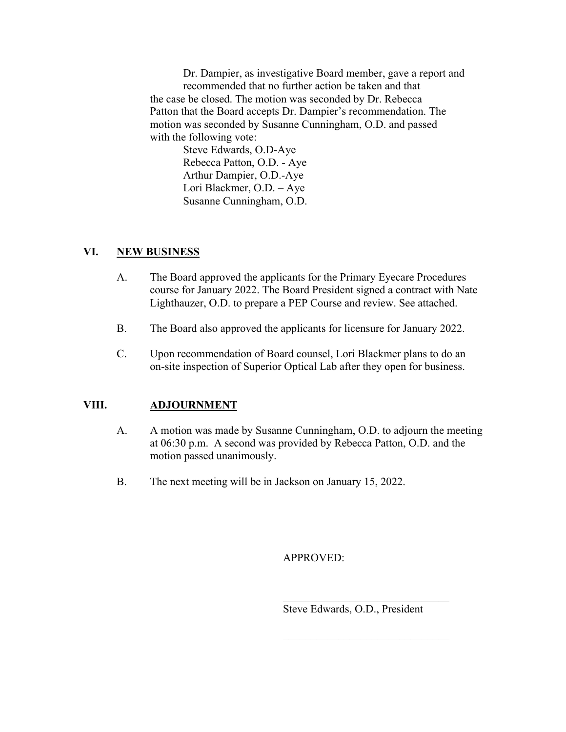Dr. Dampier, as investigative Board member, gave a report and recommended that no further action be taken and that the case be closed. The motion was seconded by Dr. Rebecca Patton that the Board accepts Dr. Dampier's recommendation. The motion was seconded by Susanne Cunningham, O.D. and passed with the following vote:

Steve Edwards, O.D-Aye
Rebecca Patton, O.D. - Aye
Arthur Dampier, O.D.-Aye
Lori Blackmer, O.D. – Aye
Susanne Cunningham, O.D.

## VI. NEW BUSINESS

A. The Board approved the applicants for the Primary Eyecare Procedures course for January 2022. The Board President signed a contract with Nate Lighthauzer, O.D. to prepare a PEP Course and review. See attached.

B. The Board also approved the applicants for licensure for January 2022.

C. Upon recommendation of Board counsel, Lori Blackmer plans to do an on-site inspection of Superior Optical Lab after they open for business.

## VIII. ADJOURNMENT

A. A motion was made by Susanne Cunningham, O.D. to adjourn the meeting at 06:30 p.m. A second was provided by Rebecca Patton, O.D. and the motion passed unanimously.

B. The next meeting will be in Jackson on January 15, 2022.

APPROVED:

______________________________
Steve Edwards, O.D., President

______________________________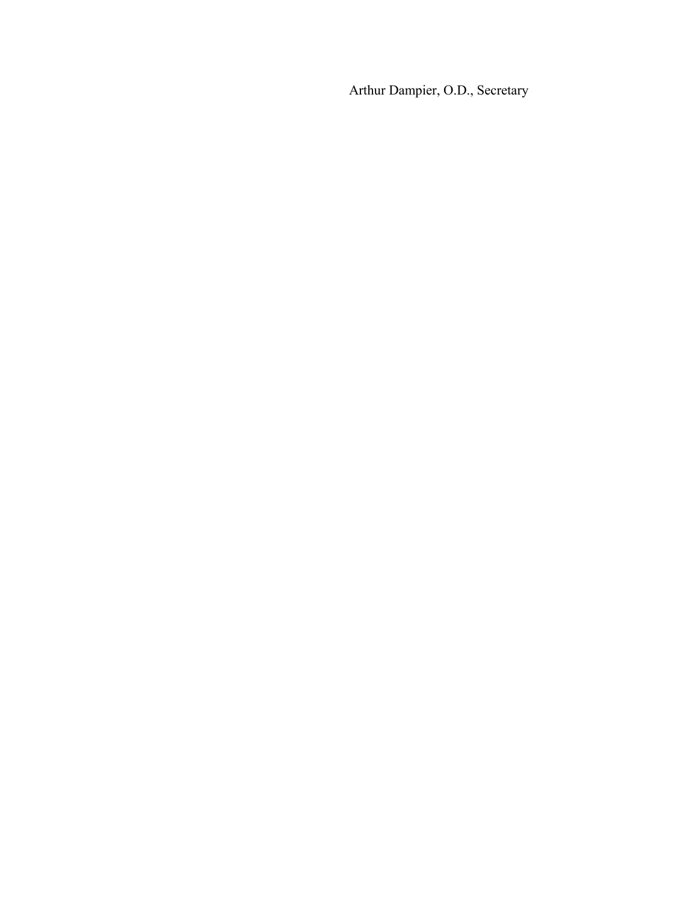Arthur Dampier, O.D., Secretary